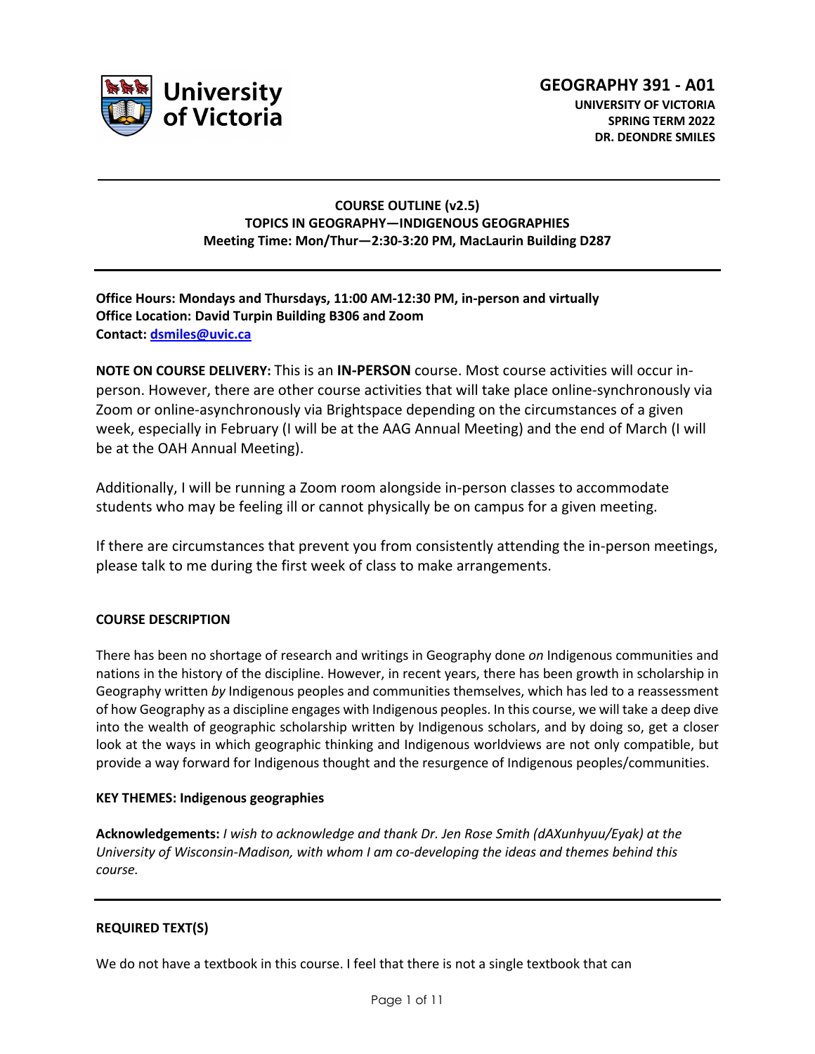# GEOGRAPHY 391 - A01

**UNIVERSITY OF VICTORIA**
**SPRING TERM 2022**
**DR. DEONDRE SMILES**

---

**COURSE OUTLINE (v2.5)**
**TOPICS IN GEOGRAPHY—INDIGENOUS GEOGRAPHIES**
**Meeting Time: Mon/Thur—2:30-3:20 PM, MacLaurin Building D287**

---

**Office Hours: Mondays and Thursdays, 11:00 AM-12:30 PM, in-person and virtually**
**Office Location: David Turpin Building B306 and Zoom**
**Contact: dsmiles@uvic.ca**

**NOTE ON COURSE DELIVERY:** This is an **IN-PERSON** course. Most course activities will occur in-person. However, there are other course activities that will take place online-synchronously via Zoom or online-asynchronously via Brightspace depending on the circumstances of a given week, especially in February (I will be at the AAG Annual Meeting) and the end of March (I will be at the OAH Annual Meeting).

Additionally, I will be running a Zoom room alongside in-person classes to accommodate students who may be feeling ill or cannot physically be on campus for a given meeting.

If there are circumstances that prevent you from consistently attending the in-person meetings, please talk to me during the first week of class to make arrangements.

## COURSE DESCRIPTION

There has been no shortage of research and writings in Geography done *on* Indigenous communities and nations in the history of the discipline. However, in recent years, there has been growth in scholarship in Geography written *by* Indigenous peoples and communities themselves, which has led to a reassessment of how Geography as a discipline engages with Indigenous peoples. In this course, we will take a deep dive into the wealth of geographic scholarship written by Indigenous scholars, and by doing so, get a closer look at the ways in which geographic thinking and Indigenous worldviews are not only compatible, but provide a way forward for Indigenous thought and the resurgence of Indigenous peoples/communities.

**KEY THEMES: Indigenous geographies**

**Acknowledgements:** *I wish to acknowledge and thank Dr. Jen Rose Smith (dAXunhyuu/Eyak) at the University of Wisconsin-Madison, with whom I am co-developing the ideas and themes behind this course.*

---

## REQUIRED TEXT(S)

We do not have a textbook in this course. I feel that there is not a single textbook that can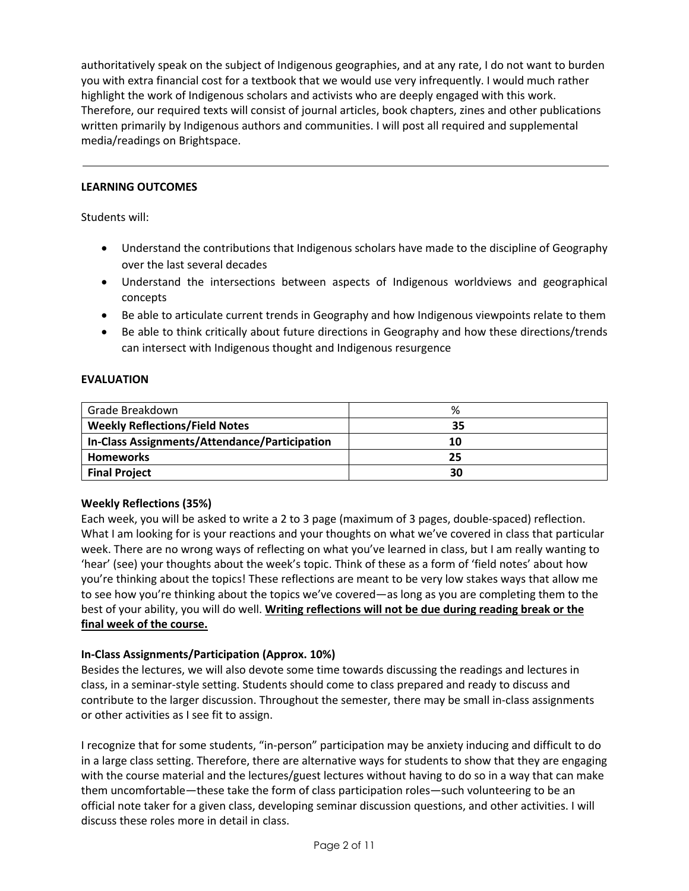authoritatively speak on the subject of Indigenous geographies, and at any rate, I do not want to burden you with extra financial cost for a textbook that we would use very infrequently. I would much rather highlight the work of Indigenous scholars and activists who are deeply engaged with this work. Therefore, our required texts will consist of journal articles, book chapters, zines and other publications written primarily by Indigenous authors and communities. I will post all required and supplemental media/readings on Brightspace.

---

**LEARNING OUTCOMES**

Students will:

- Understand the contributions that Indigenous scholars have made to the discipline of Geography over the last several decades
- Understand the intersections between aspects of Indigenous worldviews and geographical concepts
- Be able to articulate current trends in Geography and how Indigenous viewpoints relate to them
- Be able to think critically about future directions in Geography and how these directions/trends can intersect with Indigenous thought and Indigenous resurgence

**EVALUATION**

| Grade Breakdown | % |
|---|---|
| **Weekly Reflections/Field Notes** | **35** |
| **In-Class Assignments/Attendance/Participation** | **10** |
| **Homeworks** | **25** |
| **Final Project** | **30** |

**Weekly Reflections (35%)**

Each week, you will be asked to write a 2 to 3 page (maximum of 3 pages, double-spaced) reflection. What I am looking for is your reactions and your thoughts on what we've covered in class that particular week. There are no wrong ways of reflecting on what you've learned in class, but I am really wanting to 'hear' (see) your thoughts about the week's topic. Think of these as a form of 'field notes' about how you're thinking about the topics! These reflections are meant to be very low stakes ways that allow me to see how you're thinking about the topics we've covered—as long as you are completing them to the best of your ability, you will do well. **Writing reflections will not be due during reading break or the final week of the course.**

**In-Class Assignments/Participation (Approx. 10%)**

Besides the lectures, we will also devote some time towards discussing the readings and lectures in class, in a seminar-style setting. Students should come to class prepared and ready to discuss and contribute to the larger discussion. Throughout the semester, there may be small in-class assignments or other activities as I see fit to assign.

I recognize that for some students, "in-person" participation may be anxiety inducing and difficult to do in a large class setting. Therefore, there are alternative ways for students to show that they are engaging with the course material and the lectures/guest lectures without having to do so in a way that can make them uncomfortable—these take the form of class participation roles—such volunteering to be an official note taker for a given class, developing seminar discussion questions, and other activities. I will discuss these roles more in detail in class.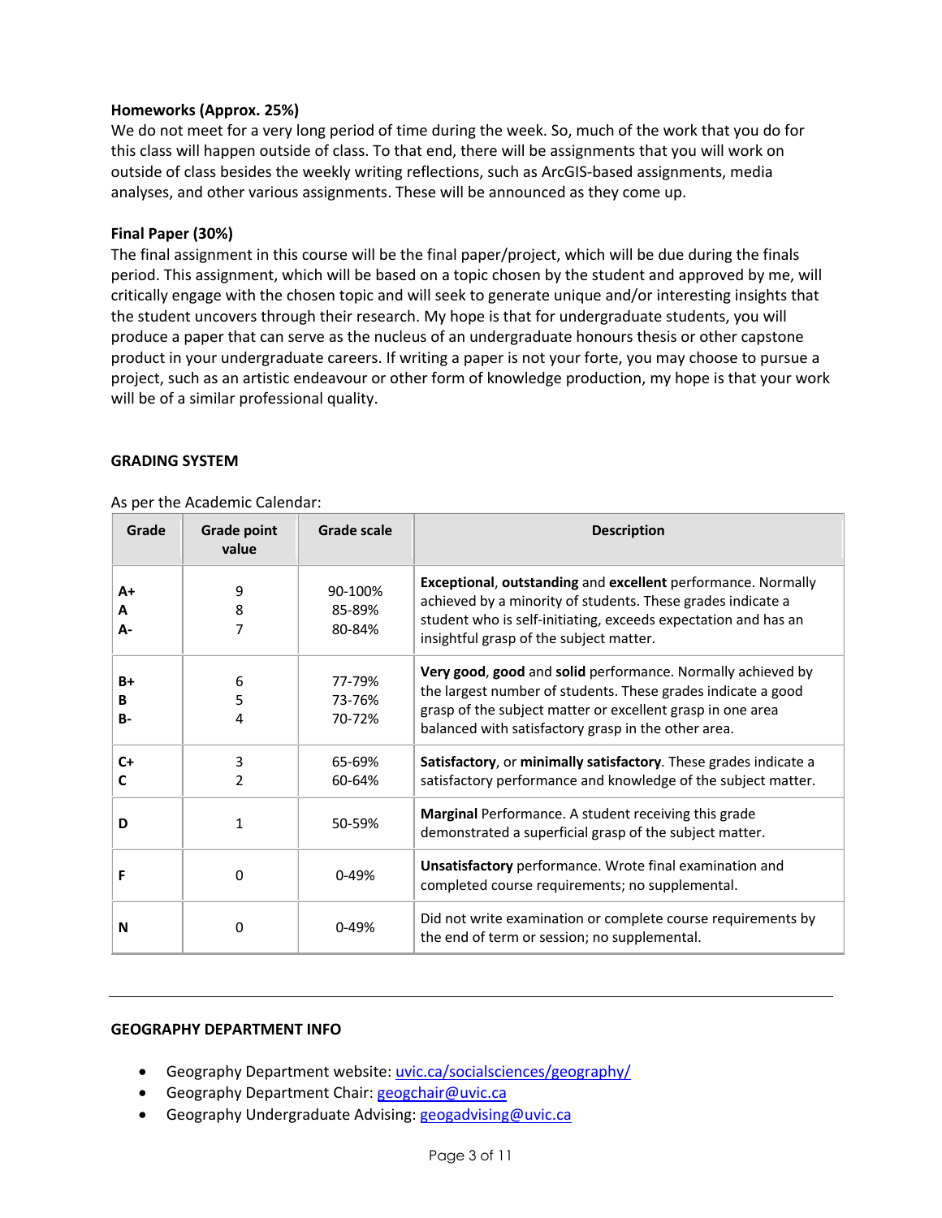**Homeworks (Approx. 25%)**
We do not meet for a very long period of time during the week. So, much of the work that you do for this class will happen outside of class. To that end, there will be assignments that you will work on outside of class besides the weekly writing reflections, such as ArcGIS-based assignments, media analyses, and other various assignments. These will be announced as they come up.

**Final Paper (30%)**
The final assignment in this course will be the final paper/project, which will be due during the finals period. This assignment, which will be based on a topic chosen by the student and approved by me, will critically engage with the chosen topic and will seek to generate unique and/or interesting insights that the student uncovers through their research. My hope is that for undergraduate students, you will produce a paper that can serve as the nucleus of an undergraduate honours thesis or other capstone product in your undergraduate careers. If writing a paper is not your forte, you may choose to pursue a project, such as an artistic endeavour or other form of knowledge production, my hope is that your work will be of a similar professional quality.

## GRADING SYSTEM

As per the Academic Calendar:

| Grade | Grade point value | Grade scale | Description |
|---|---|---|---|
| A+<br>A<br>A- | 9<br>8<br>7 | 90-100%<br>85-89%<br>80-84% | **Exceptional**, **outstanding** and **excellent** performance. Normally achieved by a minority of students. These grades indicate a student who is self-initiating, exceeds expectation and has an insightful grasp of the subject matter. |
| B+<br>B<br>B- | 6<br>5<br>4 | 77-79%<br>73-76%<br>70-72% | **Very good**, **good** and **solid** performance. Normally achieved by the largest number of students. These grades indicate a good grasp of the subject matter or excellent grasp in one area balanced with satisfactory grasp in the other area. |
| C+<br>C | 3<br>2 | 65-69%<br>60-64% | **Satisfactory**, or **minimally satisfactory**. These grades indicate a satisfactory performance and knowledge of the subject matter. |
| D | 1 | 50-59% | **Marginal** Performance. A student receiving this grade demonstrated a superficial grasp of the subject matter. |
| F | 0 | 0-49% | **Unsatisfactory** performance. Wrote final examination and completed course requirements; no supplemental. |
| N | 0 | 0-49% | Did not write examination or complete course requirements by the end of term or session; no supplemental. |

---

## GEOGRAPHY DEPARTMENT INFO

- Geography Department website: uvic.ca/socialsciences/geography/
- Geography Department Chair: geogchair@uvic.ca
- Geography Undergraduate Advising: geogadvising@uvic.ca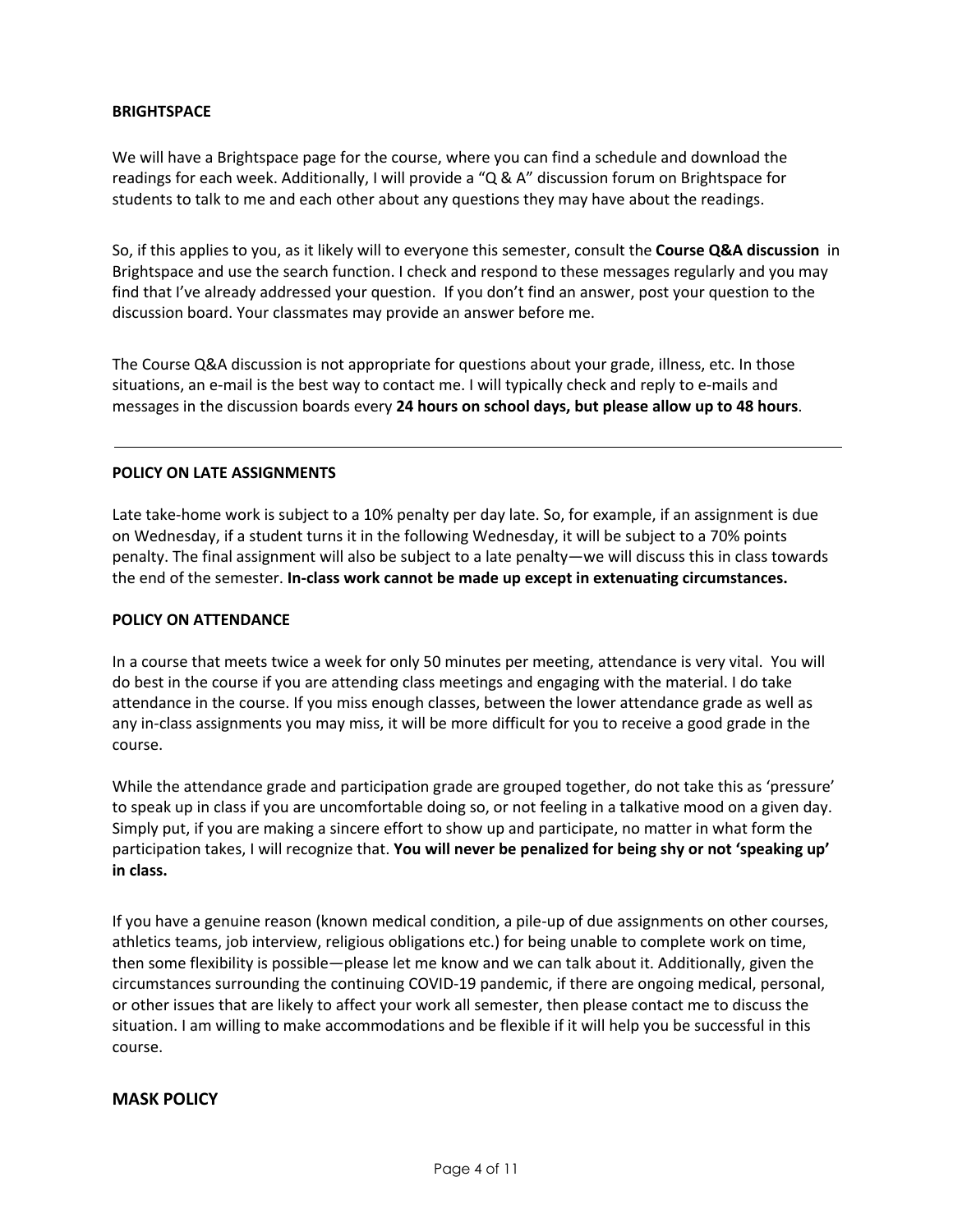**BRIGHTSPACE**

We will have a Brightspace page for the course, where you can find a schedule and download the readings for each week. Additionally, I will provide a "Q & A" discussion forum on Brightspace for students to talk to me and each other about any questions they may have about the readings.

So, if this applies to you, as it likely will to everyone this semester, consult the **Course Q&A discussion** in Brightspace and use the search function. I check and respond to these messages regularly and you may find that I've already addressed your question. If you don't find an answer, post your question to the discussion board. Your classmates may provide an answer before me.

The Course Q&A discussion is not appropriate for questions about your grade, illness, etc. In those situations, an e-mail is the best way to contact me. I will typically check and reply to e-mails and messages in the discussion boards every **24 hours on school days, but please allow up to 48 hours**.

---

**POLICY ON LATE ASSIGNMENTS**

Late take-home work is subject to a 10% penalty per day late. So, for example, if an assignment is due on Wednesday, if a student turns it in the following Wednesday, it will be subject to a 70% points penalty. The final assignment will also be subject to a late penalty—we will discuss this in class towards the end of the semester. **In-class work cannot be made up except in extenuating circumstances.**

**POLICY ON ATTENDANCE**

In a course that meets twice a week for only 50 minutes per meeting, attendance is very vital. You will do best in the course if you are attending class meetings and engaging with the material. I do take attendance in the course. If you miss enough classes, between the lower attendance grade as well as any in-class assignments you may miss, it will be more difficult for you to receive a good grade in the course.

While the attendance grade and participation grade are grouped together, do not take this as 'pressure' to speak up in class if you are uncomfortable doing so, or not feeling in a talkative mood on a given day. Simply put, if you are making a sincere effort to show up and participate, no matter in what form the participation takes, I will recognize that. **You will never be penalized for being shy or not 'speaking up' in class.**

If you have a genuine reason (known medical condition, a pile-up of due assignments on other courses, athletics teams, job interview, religious obligations etc.) for being unable to complete work on time, then some flexibility is possible—please let me know and we can talk about it. Additionally, given the circumstances surrounding the continuing COVID-19 pandemic, if there are ongoing medical, personal, or other issues that are likely to affect your work all semester, then please contact me to discuss the situation. I am willing to make accommodations and be flexible if it will help you be successful in this course.

**MASK POLICY**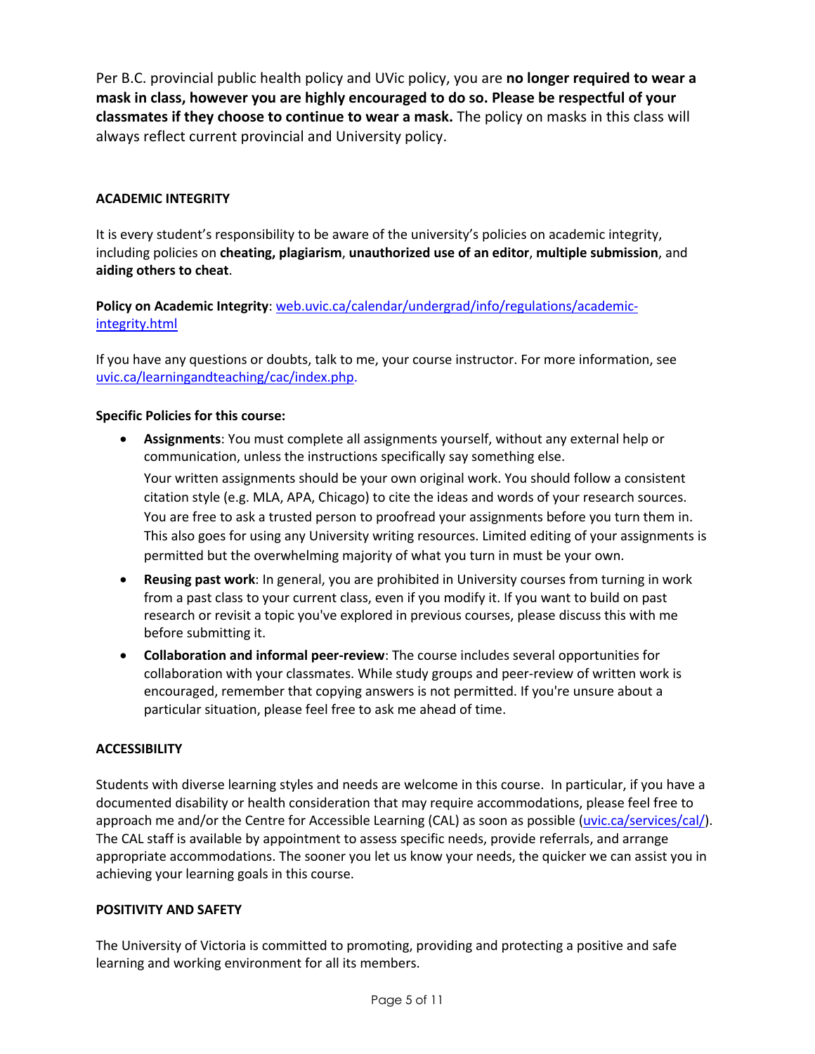Per B.C. provincial public health policy and UVic policy, you are **no longer required to wear a mask in class, however you are highly encouraged to do so. Please be respectful of your classmates if they choose to continue to wear a mask.** The policy on masks in this class will always reflect current provincial and University policy.

## ACADEMIC INTEGRITY

It is every student's responsibility to be aware of the university's policies on academic integrity, including policies on **cheating, plagiarism**, **unauthorized use of an editor**, **multiple submission**, and **aiding others to cheat**.

**Policy on Academic Integrity**: [web.uvic.ca/calendar/undergrad/info/regulations/academic-integrity.html](web.uvic.ca/calendar/undergrad/info/regulations/academic-integrity.html)

If you have any questions or doubts, talk to me, your course instructor. For more information, see [uvic.ca/learningandteaching/cac/index.php](uvic.ca/learningandteaching/cac/index.php).

**Specific Policies for this course:**

- **Assignments**: You must complete all assignments yourself, without any external help or communication, unless the instructions specifically say something else.

  Your written assignments should be your own original work. You should follow a consistent citation style (e.g. MLA, APA, Chicago) to cite the ideas and words of your research sources. You are free to ask a trusted person to proofread your assignments before you turn them in. This also goes for using any University writing resources. Limited editing of your assignments is permitted but the overwhelming majority of what you turn in must be your own.
- **Reusing past work**: In general, you are prohibited in University courses from turning in work from a past class to your current class, even if you modify it. If you want to build on past research or revisit a topic you've explored in previous courses, please discuss this with me before submitting it.
- **Collaboration and informal peer-review**: The course includes several opportunities for collaboration with your classmates. While study groups and peer-review of written work is encouraged, remember that copying answers is not permitted. If you're unsure about a particular situation, please feel free to ask me ahead of time.

## ACCESSIBILITY

Students with diverse learning styles and needs are welcome in this course. In particular, if you have a documented disability or health consideration that may require accommodations, please feel free to approach me and/or the Centre for Accessible Learning (CAL) as soon as possible ([uvic.ca/services/cal/](uvic.ca/services/cal/)). The CAL staff is available by appointment to assess specific needs, provide referrals, and arrange appropriate accommodations. The sooner you let us know your needs, the quicker we can assist you in achieving your learning goals in this course.

## POSITIVITY AND SAFETY

The University of Victoria is committed to promoting, providing and protecting a positive and safe learning and working environment for all its members.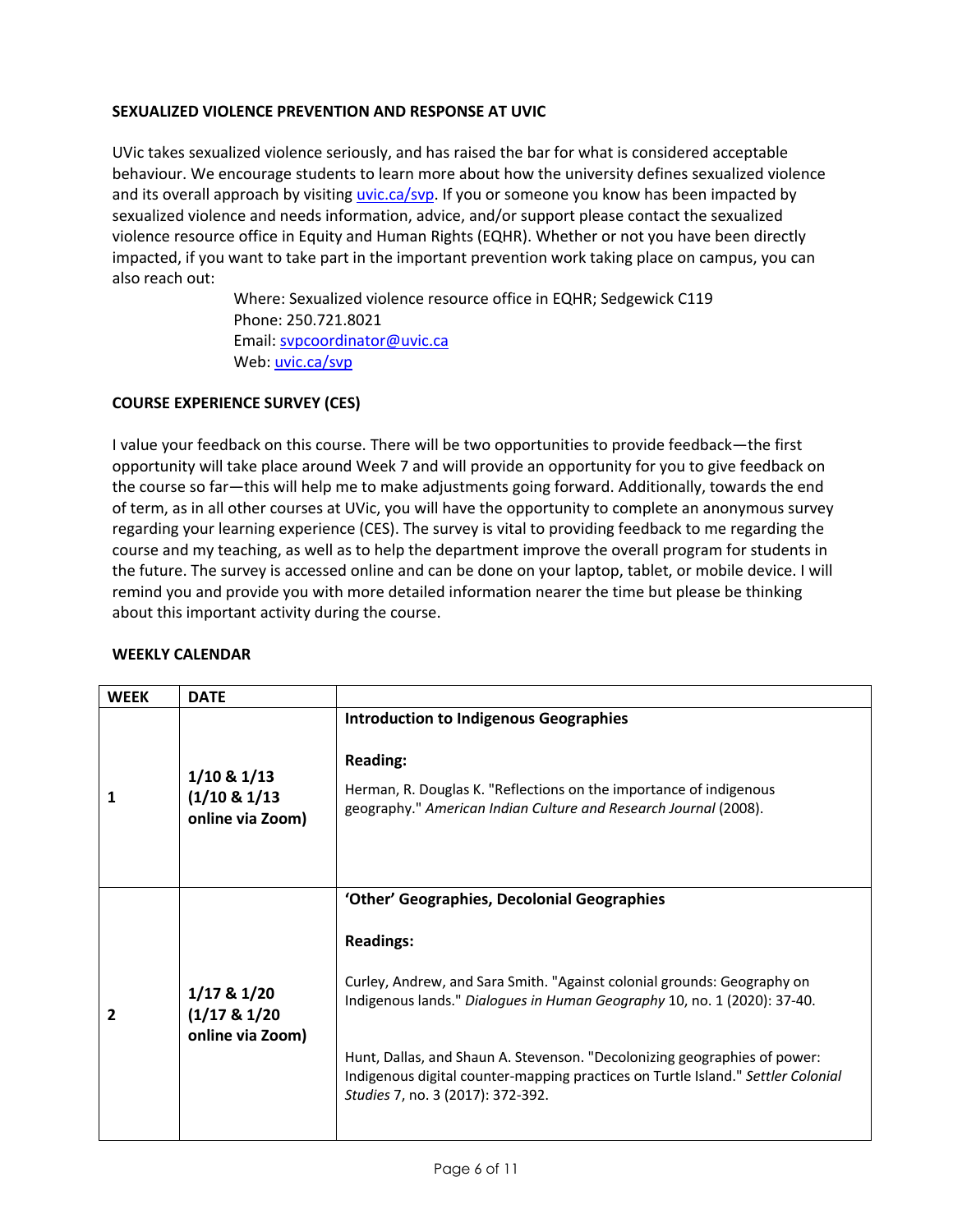**SEXUALIZED VIOLENCE PREVENTION AND RESPONSE AT UVIC**

UVic takes sexualized violence seriously, and has raised the bar for what is considered acceptable behaviour. We encourage students to learn more about how the university defines sexualized violence and its overall approach by visiting [uvic.ca/svp](uvic.ca/svp). If you or someone you know has been impacted by sexualized violence and needs information, advice, and/or support please contact the sexualized violence resource office in Equity and Human Rights (EQHR). Whether or not you have been directly impacted, if you want to take part in the important prevention work taking place on campus, you can also reach out:

> Where: Sexualized violence resource office in EQHR; Sedgewick C119
> Phone: 250.721.8021
> Email: [svpcoordinator@uvic.ca](mailto:svpcoordinator@uvic.ca)
> Web: [uvic.ca/svp](uvic.ca/svp)

**COURSE EXPERIENCE SURVEY (CES)**

I value your feedback on this course. There will be two opportunities to provide feedback—the first opportunity will take place around Week 7 and will provide an opportunity for you to give feedback on the course so far—this will help me to make adjustments going forward. Additionally, towards the end of term, as in all other courses at UVic, you will have the opportunity to complete an anonymous survey regarding your learning experience (CES). The survey is vital to providing feedback to me regarding the course and my teaching, as well as to help the department improve the overall program for students in the future. The survey is accessed online and can be done on your laptop, tablet, or mobile device. I will remind you and provide you with more detailed information nearer the time but please be thinking about this important activity during the course.

**WEEKLY CALENDAR**

| WEEK | DATE | |
|---|---|---|
| 1 | **1/10 & 1/13 (1/10 & 1/13 online via Zoom)** | **Introduction to Indigenous Geographies**<br><br>**Reading:**<br><br>Herman, R. Douglas K. "Reflections on the importance of indigenous geography." *American Indian Culture and Research Journal* (2008). |
| 2 | **1/17 & 1/20 (1/17 & 1/20 online via Zoom)** | **'Other' Geographies, Decolonial Geographies**<br><br>**Readings:**<br><br>Curley, Andrew, and Sara Smith. "Against colonial grounds: Geography on Indigenous lands." *Dialogues in Human Geography* 10, no. 1 (2020): 37-40.<br><br>Hunt, Dallas, and Shaun A. Stevenson. "Decolonizing geographies of power: Indigenous digital counter-mapping practices on Turtle Island." *Settler Colonial Studies* 7, no. 3 (2017): 372-392. |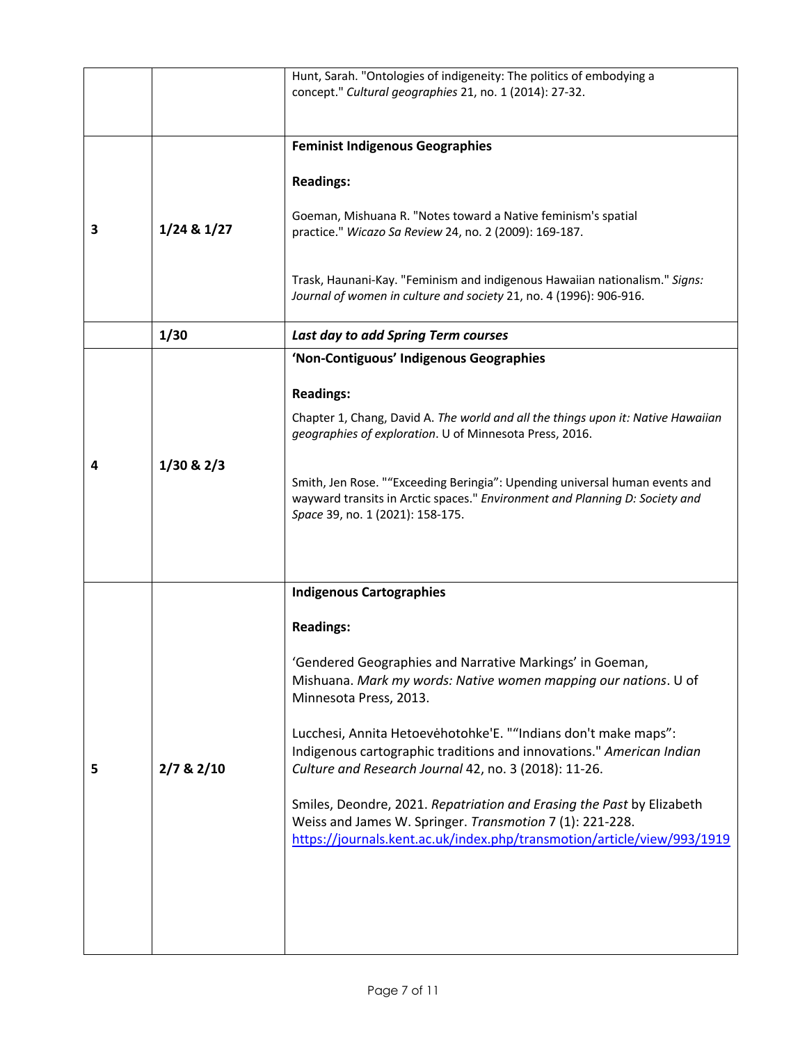| | | |
|---|---|---|
| | | Hunt, Sarah. "Ontologies of indigeneity: The politics of embodying a concept." *Cultural geographies* 21, no. 1 (2014): 27-32. |
| **3** | **1/24 & 1/27** | **Feminist Indigenous Geographies**<br><br>**Readings:**<br><br>Goeman, Mishuana R. "Notes toward a Native feminism's spatial practice." *Wicazo Sa Review* 24, no. 2 (2009): 169-187.<br><br>Trask, Haunani-Kay. "Feminism and indigenous Hawaiian nationalism." *Signs: Journal of women in culture and society* 21, no. 4 (1996): 906-916. |
| | **1/30** | ***Last day to add Spring Term courses*** |
| **4** | **1/30 & 2/3** | **'Non-Contiguous' Indigenous Geographies**<br><br>**Readings:**<br><br>Chapter 1, Chang, David A. *The world and all the things upon it: Native Hawaiian geographies of exploration*. U of Minnesota Press, 2016.<br><br>Smith, Jen Rose. "“Exceeding Beringia”: Upending universal human events and wayward transits in Arctic spaces." *Environment and Planning D: Society and Space* 39, no. 1 (2021): 158-175. |
| **5** | **2/7 & 2/10** | **Indigenous Cartographies**<br><br>**Readings:**<br><br>'Gendered Geographies and Narrative Markings' in Goeman, Mishuana. *Mark my words: Native women mapping our nations*. U of Minnesota Press, 2013.<br><br>Lucchesi, Annita Hetoevėhotohke'E. "“Indians don't make maps”: Indigenous cartographic traditions and innovations." *American Indian Culture and Research Journal* 42, no. 3 (2018): 11-26.<br><br>Smiles, Deondre, 2021. *Repatriation and Erasing the Past* by Elizabeth Weiss and James W. Springer. *Transmotion* 7 (1): 221-228. https://journals.kent.ac.uk/index.php/transmotion/article/view/993/1919 |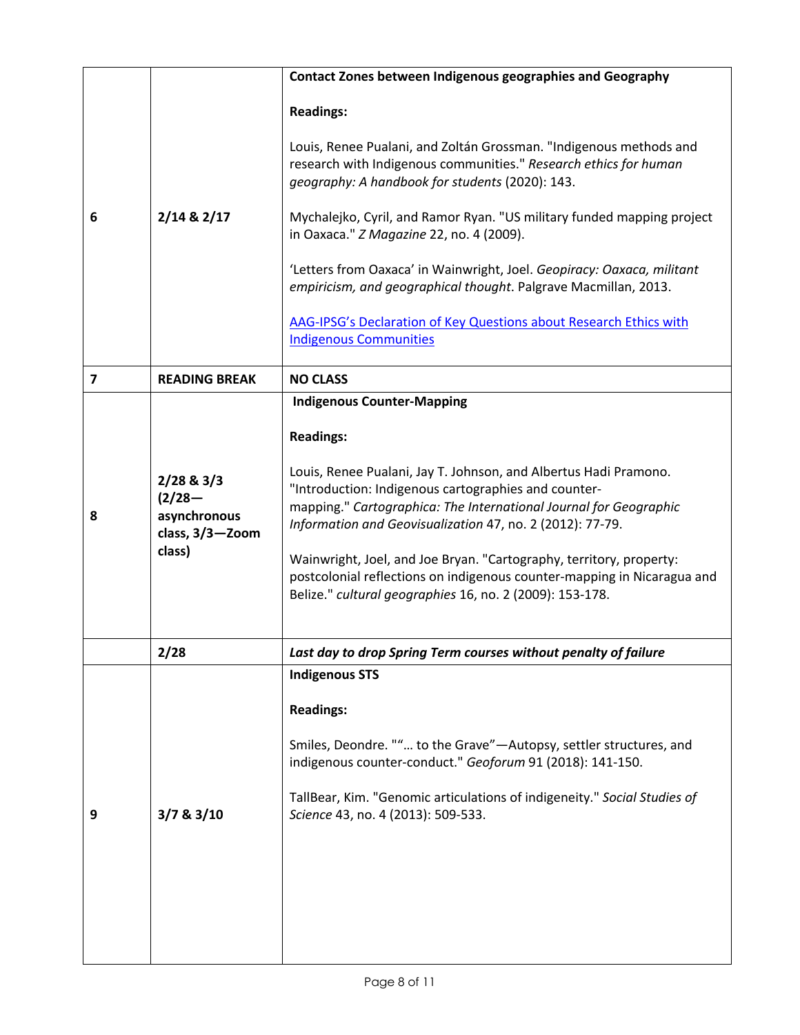| | | |
|---|---|---|
| 6 | 2/14 & 2/17 | **Contact Zones between Indigenous geographies and Geography**<br><br>**Readings:**<br><br>Louis, Renee Pualani, and Zoltán Grossman. "Indigenous methods and research with Indigenous communities." *Research ethics for human geography: A handbook for students* (2020): 143.<br><br>Mychalejko, Cyril, and Ramor Ryan. "US military funded mapping project in Oaxaca." *Z Magazine* 22, no. 4 (2009).<br><br>'Letters from Oaxaca' in Wainwright, Joel. *Geopiracy: Oaxaca, militant empiricism, and geographical thought*. Palgrave Macmillan, 2013.<br><br>AAG-IPSG's Declaration of Key Questions about Research Ethics with Indigenous Communities |
| 7 | **READING BREAK** | **NO CLASS** |
| 8 | **2/28 & 3/3 (2/28—asynchronous class, 3/3—Zoom class)** | **Indigenous Counter-Mapping**<br><br>**Readings:**<br><br>Louis, Renee Pualani, Jay T. Johnson, and Albertus Hadi Pramono. "Introduction: Indigenous cartographies and counter-mapping." *Cartographica: The International Journal for Geographic Information and Geovisualization* 47, no. 2 (2012): 77-79.<br><br>Wainwright, Joel, and Joe Bryan. "Cartography, territory, property: postcolonial reflections on indigenous counter-mapping in Nicaragua and Belize." *cultural geographies* 16, no. 2 (2009): 153-178. |
| | **2/28** | ***Last day to drop Spring Term courses without penalty of failure*** |
| 9 | **3/7 & 3/10** | **Indigenous STS**<br><br>**Readings:**<br><br>Smiles, Deondre. "“… to the Grave”—Autopsy, settler structures, and indigenous counter-conduct." *Geoforum* 91 (2018): 141-150.<br><br>TallBear, Kim. "Genomic articulations of indigeneity." *Social Studies of Science* 43, no. 4 (2013): 509-533. |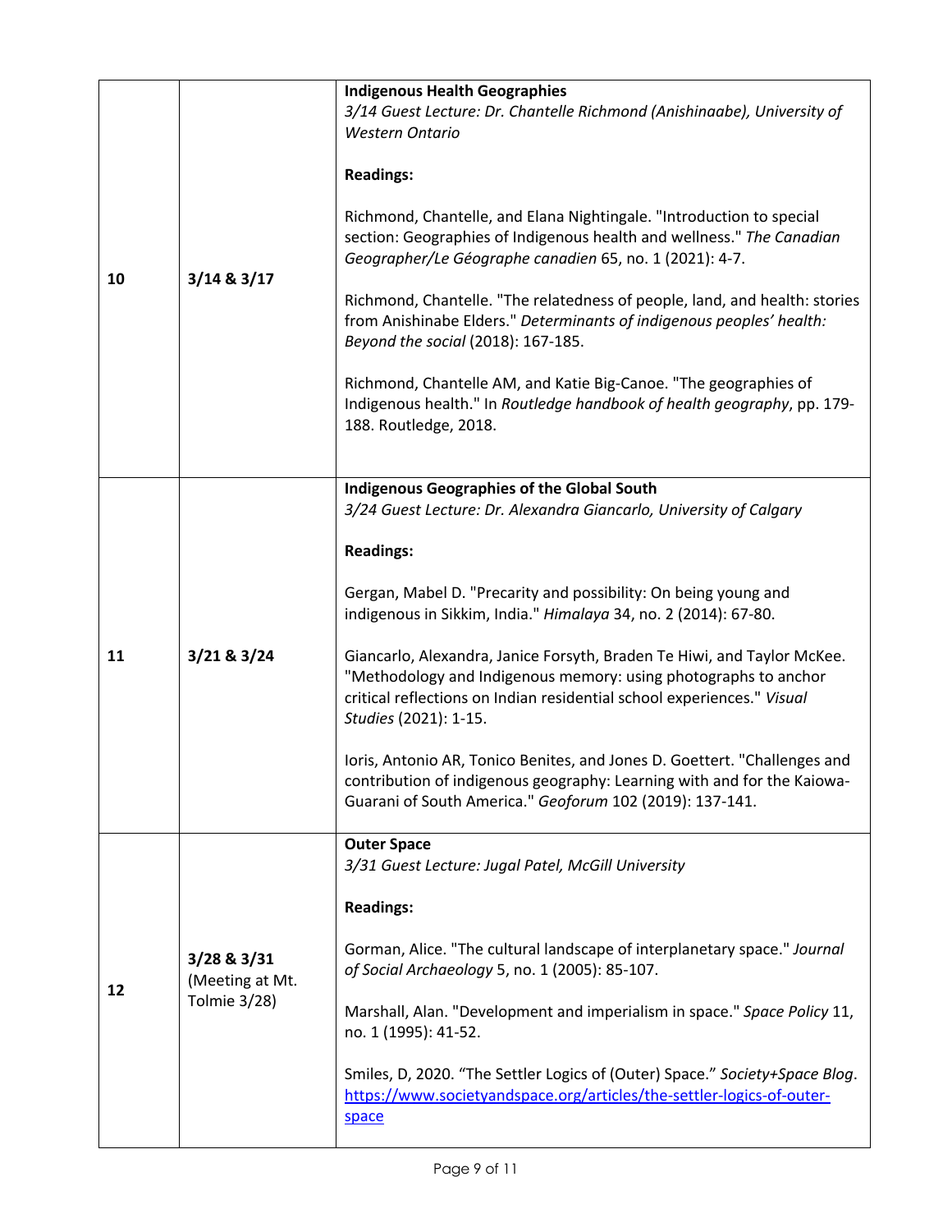| | | |
|---|---|---|
| 10 | 3/14 & 3/17 | **Indigenous Health Geographies**<br>*3/14 Guest Lecture: Dr. Chantelle Richmond (Anishinaabe), University of Western Ontario*<br><br>**Readings:**<br><br>Richmond, Chantelle, and Elana Nightingale. "Introduction to special section: Geographies of Indigenous health and wellness." *The Canadian Geographer/Le Géographe canadien* 65, no. 1 (2021): 4-7.<br><br>Richmond, Chantelle. "The relatedness of people, land, and health: stories from Anishinabe Elders." *Determinants of indigenous peoples' health: Beyond the social* (2018): 167-185.<br><br>Richmond, Chantelle AM, and Katie Big-Canoe. "The geographies of Indigenous health." In *Routledge handbook of health geography*, pp. 179-188. Routledge, 2018. |
| 11 | 3/21 & 3/24 | **Indigenous Geographies of the Global South**<br>*3/24 Guest Lecture: Dr. Alexandra Giancarlo, University of Calgary*<br><br>**Readings:**<br><br>Gergan, Mabel D. "Precarity and possibility: On being young and indigenous in Sikkim, India." *Himalaya* 34, no. 2 (2014): 67-80.<br><br>Giancarlo, Alexandra, Janice Forsyth, Braden Te Hiwi, and Taylor McKee. "Methodology and Indigenous memory: using photographs to anchor critical reflections on Indian residential school experiences." *Visual Studies* (2021): 1-15.<br><br>Ioris, Antonio AR, Tonico Benites, and Jones D. Goettert. "Challenges and contribution of indigenous geography: Learning with and for the Kaiowa-Guarani of South America." *Geoforum* 102 (2019): 137-141. |
| 12 | 3/28 & 3/31 (Meeting at Mt. Tolmie 3/28) | **Outer Space**<br>*3/31 Guest Lecture: Jugal Patel, McGill University*<br><br>**Readings:**<br><br>Gorman, Alice. "The cultural landscape of interplanetary space." *Journal of Social Archaeology* 5, no. 1 (2005): 85-107.<br><br>Marshall, Alan. "Development and imperialism in space." *Space Policy* 11, no. 1 (1995): 41-52.<br><br>Smiles, D, 2020. "The Settler Logics of (Outer) Space." *Society+Space Blog*. [https://www.societyandspace.org/articles/the-settler-logics-of-outer-space](https://www.societyandspace.org/articles/the-settler-logics-of-outer-space) |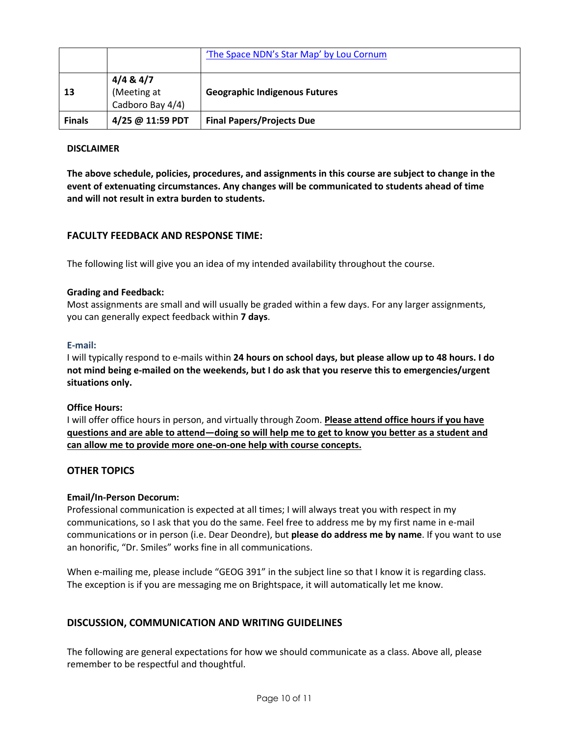| | | |
|---|---|---|
| | | ['The Space NDN's Star Map' by Lou Cornum]() |
| **13** | **4/4 & 4/7** (Meeting at Cadboro Bay 4/4) | **Geographic Indigenous Futures** |
| **Finals** | **4/25 @ 11:59 PDT** | **Final Papers/Projects Due** |

**DISCLAIMER**

**The above schedule, policies, procedures, and assignments in this course are subject to change in the event of extenuating circumstances. Any changes will be communicated to students ahead of time and will not result in extra burden to students.**

## FACULTY FEEDBACK AND RESPONSE TIME:

The following list will give you an idea of my intended availability throughout the course.

**Grading and Feedback:**
Most assignments are small and will usually be graded within a few days. For any larger assignments, you can generally expect feedback within **7 days**.

**E-mail:**
I will typically respond to e-mails within **24 hours on school days, but please allow up to 48 hours. I do not mind being e-mailed on the weekends, but I do ask that you reserve this to emergencies/urgent situations only.**

**Office Hours:**
I will offer office hours in person, and virtually through Zoom. **Please attend office hours if you have questions and are able to attend—doing so will help me to get to know you better as a student and can allow me to provide more one-on-one help with course concepts.**

## OTHER TOPICS

**Email/In-Person Decorum:**
Professional communication is expected at all times; I will always treat you with respect in my communications, so I ask that you do the same. Feel free to address me by my first name in e-mail communications or in person (i.e. Dear Deondre), but **please do address me by name**. If you want to use an honorific, "Dr. Smiles" works fine in all communications.

When e-mailing me, please include "GEOG 391" in the subject line so that I know it is regarding class. The exception is if you are messaging me on Brightspace, it will automatically let me know.

## DISCUSSION, COMMUNICATION AND WRITING GUIDELINES

The following are general expectations for how we should communicate as a class. Above all, please remember to be respectful and thoughtful.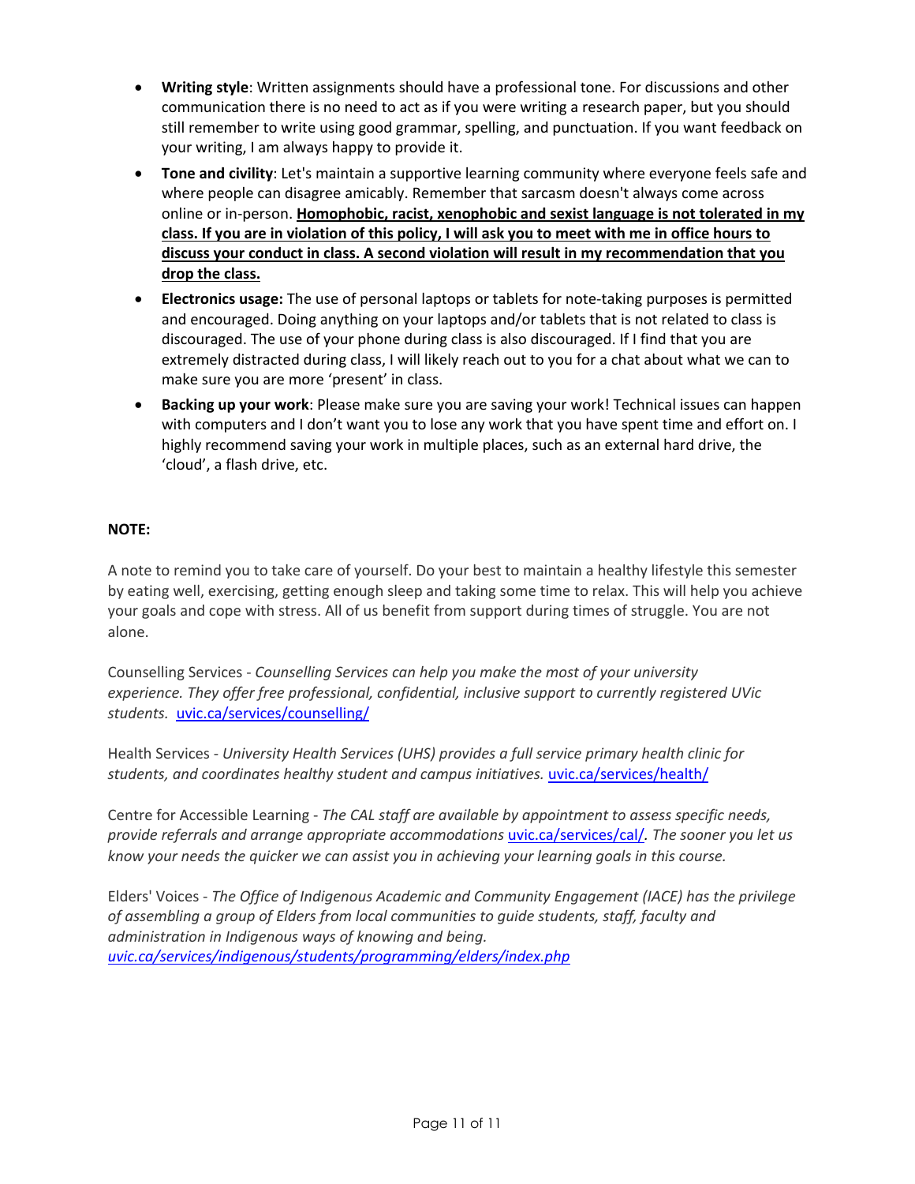- **Writing style**: Written assignments should have a professional tone. For discussions and other communication there is no need to act as if you were writing a research paper, but you should still remember to write using good grammar, spelling, and punctuation. If you want feedback on your writing, I am always happy to provide it.
- **Tone and civility**: Let's maintain a supportive learning community where everyone feels safe and where people can disagree amicably. Remember that sarcasm doesn't always come across online or in-person. **<u>Homophobic, racist, xenophobic and sexist language is not tolerated in my class. If you are in violation of this policy, I will ask you to meet with me in office hours to discuss your conduct in class. A second violation will result in my recommendation that you drop the class.</u>**
- **Electronics usage:** The use of personal laptops or tablets for note-taking purposes is permitted and encouraged. Doing anything on your laptops and/or tablets that is not related to class is discouraged. The use of your phone during class is also discouraged. If I find that you are extremely distracted during class, I will likely reach out to you for a chat about what we can to make sure you are more 'present' in class.
- **Backing up your work**: Please make sure you are saving your work! Technical issues can happen with computers and I don't want you to lose any work that you have spent time and effort on. I highly recommend saving your work in multiple places, such as an external hard drive, the 'cloud', a flash drive, etc.

**NOTE:**

A note to remind you to take care of yourself. Do your best to maintain a healthy lifestyle this semester by eating well, exercising, getting enough sleep and taking some time to relax. This will help you achieve your goals and cope with stress. All of us benefit from support during times of struggle. You are not alone.

Counselling Services - *Counselling Services can help you make the most of your university experience. They offer free professional, confidential, inclusive support to currently registered UVic students.* [uvic.ca/services/counselling/](uvic.ca/services/counselling/)

Health Services - *University Health Services (UHS) provides a full service primary health clinic for students, and coordinates healthy student and campus initiatives.* [uvic.ca/services/health/](uvic.ca/services/health/)

Centre for Accessible Learning - *The CAL staff are available by appointment to assess specific needs, provide referrals and arrange appropriate accommodations* [uvic.ca/services/cal/](uvic.ca/services/cal/)*. The sooner you let us know your needs the quicker we can assist you in achieving your learning goals in this course.*

Elders' Voices - *The Office of Indigenous Academic and Community Engagement (IACE) has the privilege of assembling a group of Elders from local communities to guide students, staff, faculty and administration in Indigenous ways of knowing and being.* [*uvic.ca/services/indigenous/students/programming/elders/index.php*](uvic.ca/services/indigenous/students/programming/elders/index.php)